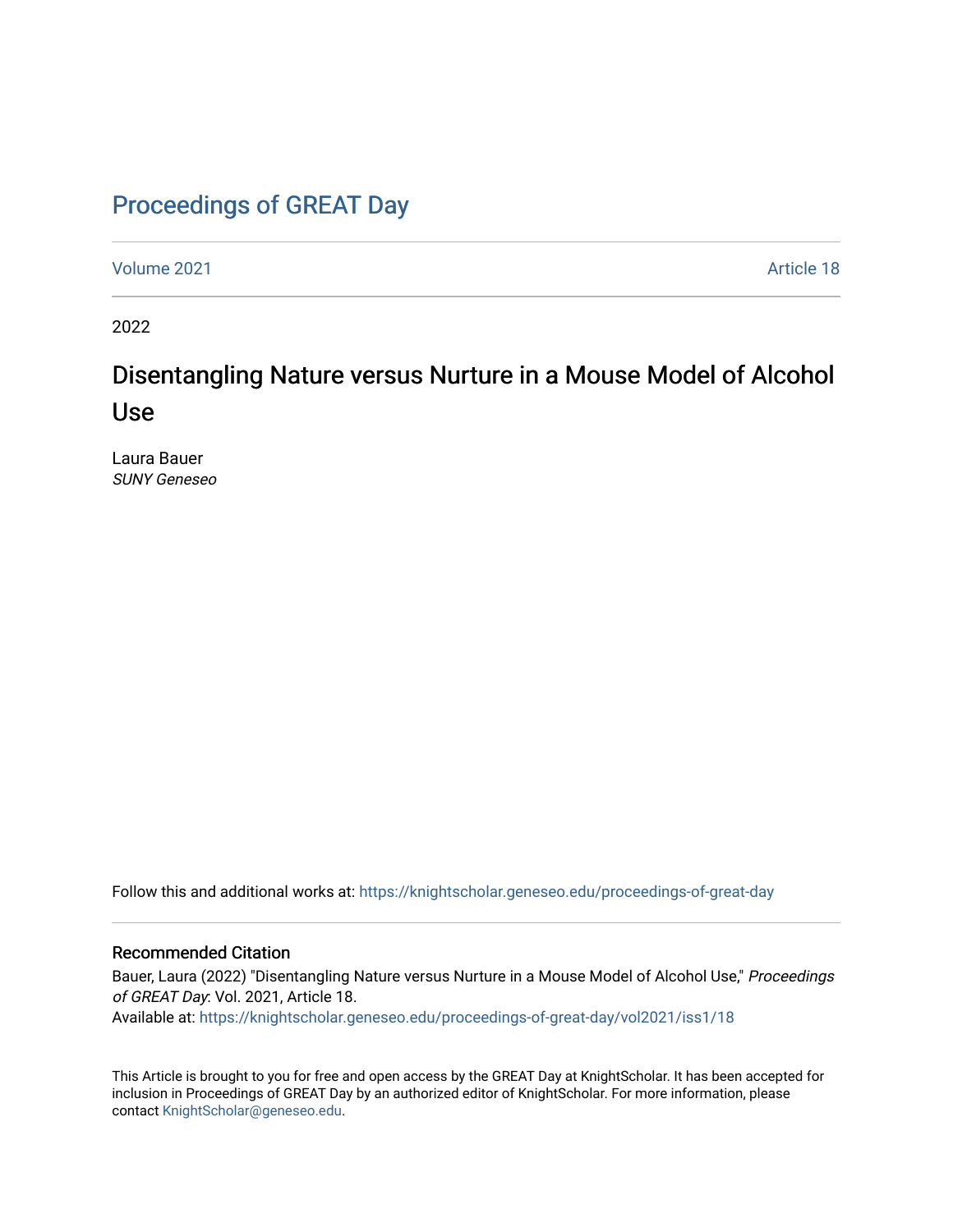# Proceedings of GREAT Day

Volume 2021 | Article 18

2022

## Disentangling Nature versus Nurture in a Mouse Model of Alcohol Use

Laura Bauer
*SUNY Geneseo*

Follow this and additional works at: https://knightscholar.geneseo.edu/proceedings-of-great-day

### Recommended Citation

Bauer, Laura (2022) "Disentangling Nature versus Nurture in a Mouse Model of Alcohol Use," *Proceedings of GREAT Day*: Vol. 2021, Article 18.
Available at: https://knightscholar.geneseo.edu/proceedings-of-great-day/vol2021/iss1/18

This Article is brought to you for free and open access by the GREAT Day at KnightScholar. It has been accepted for inclusion in Proceedings of GREAT Day by an authorized editor of KnightScholar. For more information, please contact KnightScholar@geneseo.edu.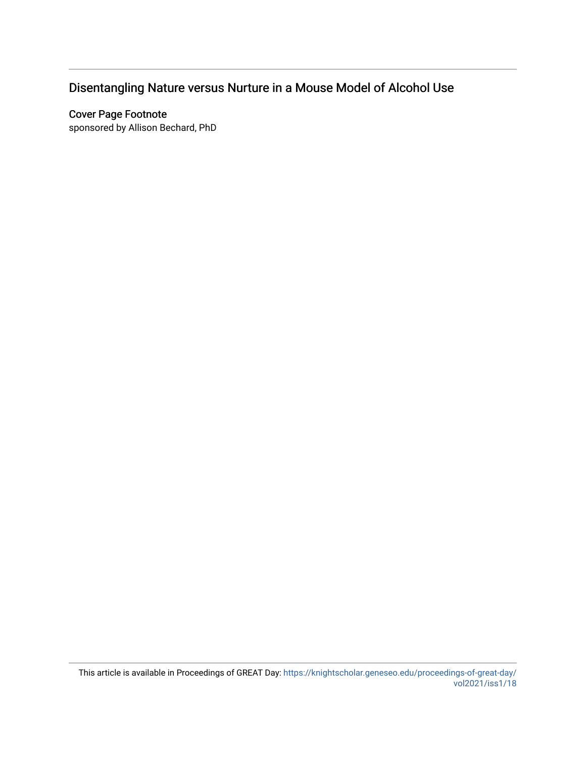# Disentangling Nature versus Nurture in a Mouse Model of Alcohol Use

## Cover Page Footnote

sponsored by Allison Bechard, PhD

This article is available in Proceedings of GREAT Day: https://knightscholar.geneseo.edu/proceedings-of-great-day/vol2021/iss1/18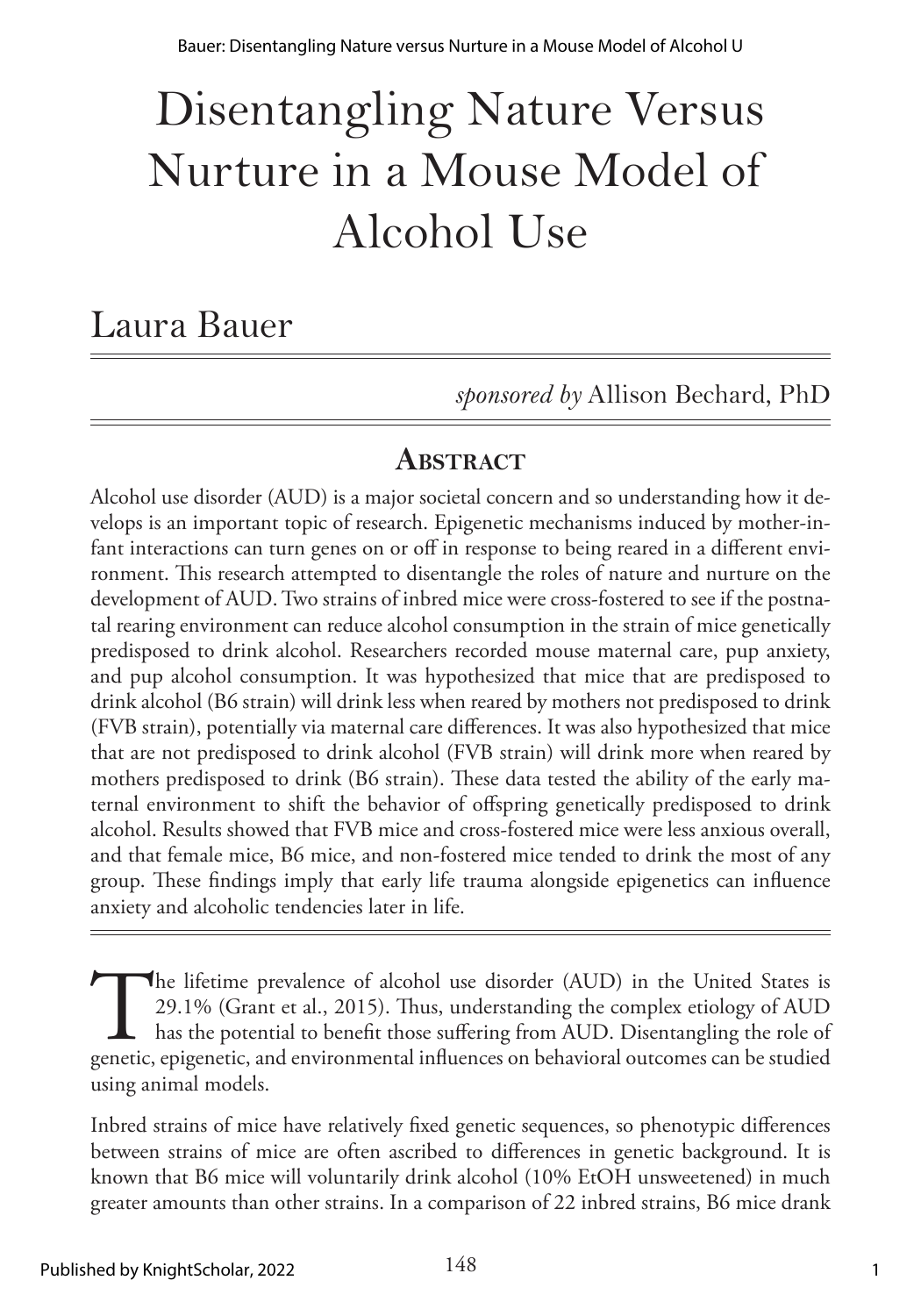# Disentangling Nature Versus Nurture in a Mouse Model of Alcohol Use

## Laura Bauer

*sponsored by* Allison Bechard, PhD

## Abstract

Alcohol use disorder (AUD) is a major societal concern and so understanding how it develops is an important topic of research. Epigenetic mechanisms induced by mother-infant interactions can turn genes on or off in response to being reared in a different environment. This research attempted to disentangle the roles of nature and nurture on the development of AUD. Two strains of inbred mice were cross-fostered to see if the postnatal rearing environment can reduce alcohol consumption in the strain of mice genetically predisposed to drink alcohol. Researchers recorded mouse maternal care, pup anxiety, and pup alcohol consumption. It was hypothesized that mice that are predisposed to drink alcohol (B6 strain) will drink less when reared by mothers not predisposed to drink (FVB strain), potentially via maternal care differences. It was also hypothesized that mice that are not predisposed to drink alcohol (FVB strain) will drink more when reared by mothers predisposed to drink (B6 strain). These data tested the ability of the early maternal environment to shift the behavior of offspring genetically predisposed to drink alcohol. Results showed that FVB mice and cross-fostered mice were less anxious overall, and that female mice, B6 mice, and non-fostered mice tended to drink the most of any group. These findings imply that early life trauma alongside epigenetics can influence anxiety and alcoholic tendencies later in life.

The lifetime prevalence of alcohol use disorder (AUD) in the United States is 29.1% (Grant et al., 2015). Thus, understanding the complex etiology of AUD has the potential to benefit those suffering from AUD. Disentangling the role of genetic, epigenetic, and environmental influences on behavioral outcomes can be studied using animal models.

Inbred strains of mice have relatively fixed genetic sequences, so phenotypic differences between strains of mice are often ascribed to differences in genetic background. It is known that B6 mice will voluntarily drink alcohol (10% EtOH unsweetened) in much greater amounts than other strains. In a comparison of 22 inbred strains, B6 mice drank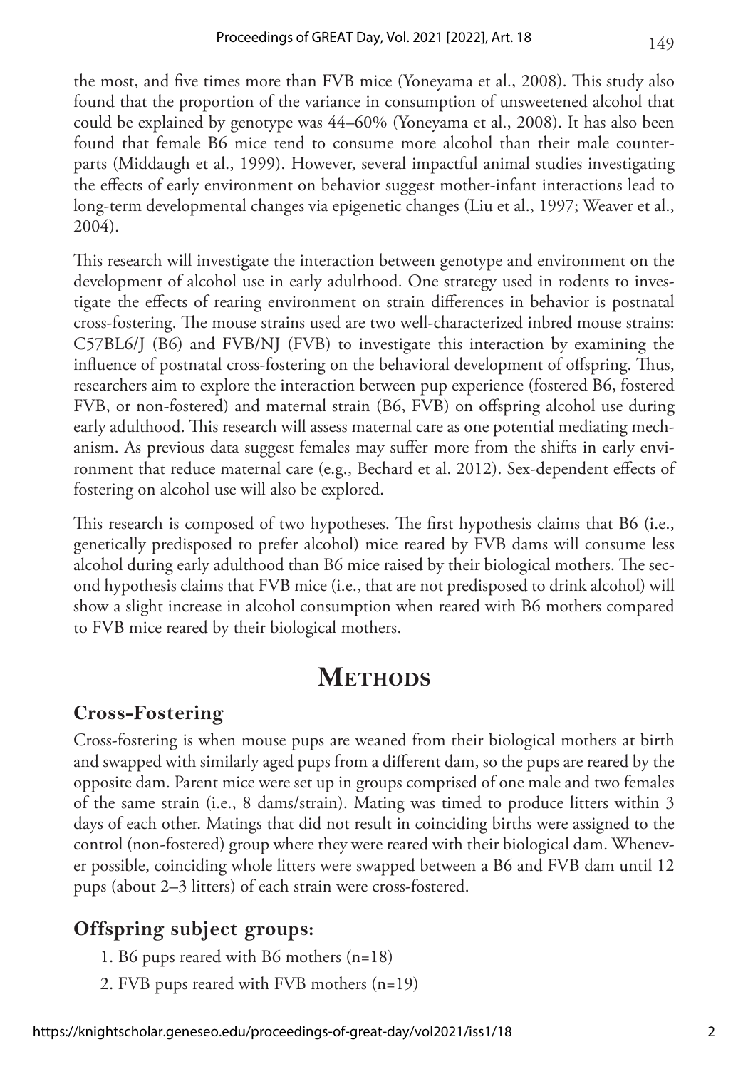the most, and five times more than FVB mice (Yoneyama et al., 2008). This study also found that the proportion of the variance in consumption of unsweetened alcohol that could be explained by genotype was 44–60% (Yoneyama et al., 2008). It has also been found that female B6 mice tend to consume more alcohol than their male counterparts (Middaugh et al., 1999). However, several impactful animal studies investigating the effects of early environment on behavior suggest mother-infant interactions lead to long-term developmental changes via epigenetic changes (Liu et al., 1997; Weaver et al., 2004).

This research will investigate the interaction between genotype and environment on the development of alcohol use in early adulthood. One strategy used in rodents to investigate the effects of rearing environment on strain differences in behavior is postnatal cross-fostering. The mouse strains used are two well-characterized inbred mouse strains: C57BL6/J (B6) and FVB/NJ (FVB) to investigate this interaction by examining the influence of postnatal cross-fostering on the behavioral development of offspring. Thus, researchers aim to explore the interaction between pup experience (fostered B6, fostered FVB, or non-fostered) and maternal strain (B6, FVB) on offspring alcohol use during early adulthood. This research will assess maternal care as one potential mediating mechanism. As previous data suggest females may suffer more from the shifts in early environment that reduce maternal care (e.g., Bechard et al. 2012). Sex-dependent effects of fostering on alcohol use will also be explored.

This research is composed of two hypotheses. The first hypothesis claims that B6 (i.e., genetically predisposed to prefer alcohol) mice reared by FVB dams will consume less alcohol during early adulthood than B6 mice raised by their biological mothers. The second hypothesis claims that FVB mice (i.e., that are not predisposed to drink alcohol) will show a slight increase in alcohol consumption when reared with B6 mothers compared to FVB mice reared by their biological mothers.

# Methods

## Cross-Fostering

Cross-fostering is when mouse pups are weaned from their biological mothers at birth and swapped with similarly aged pups from a different dam, so the pups are reared by the opposite dam. Parent mice were set up in groups comprised of one male and two females of the same strain (i.e., 8 dams/strain). Mating was timed to produce litters within 3 days of each other. Matings that did not result in coinciding births were assigned to the control (non-fostered) group where they were reared with their biological dam. Whenever possible, coinciding whole litters were swapped between a B6 and FVB dam until 12 pups (about 2–3 litters) of each strain were cross-fostered.

## Offspring subject groups:

1. B6 pups reared with B6 mothers (n=18)
2. FVB pups reared with FVB mothers (n=19)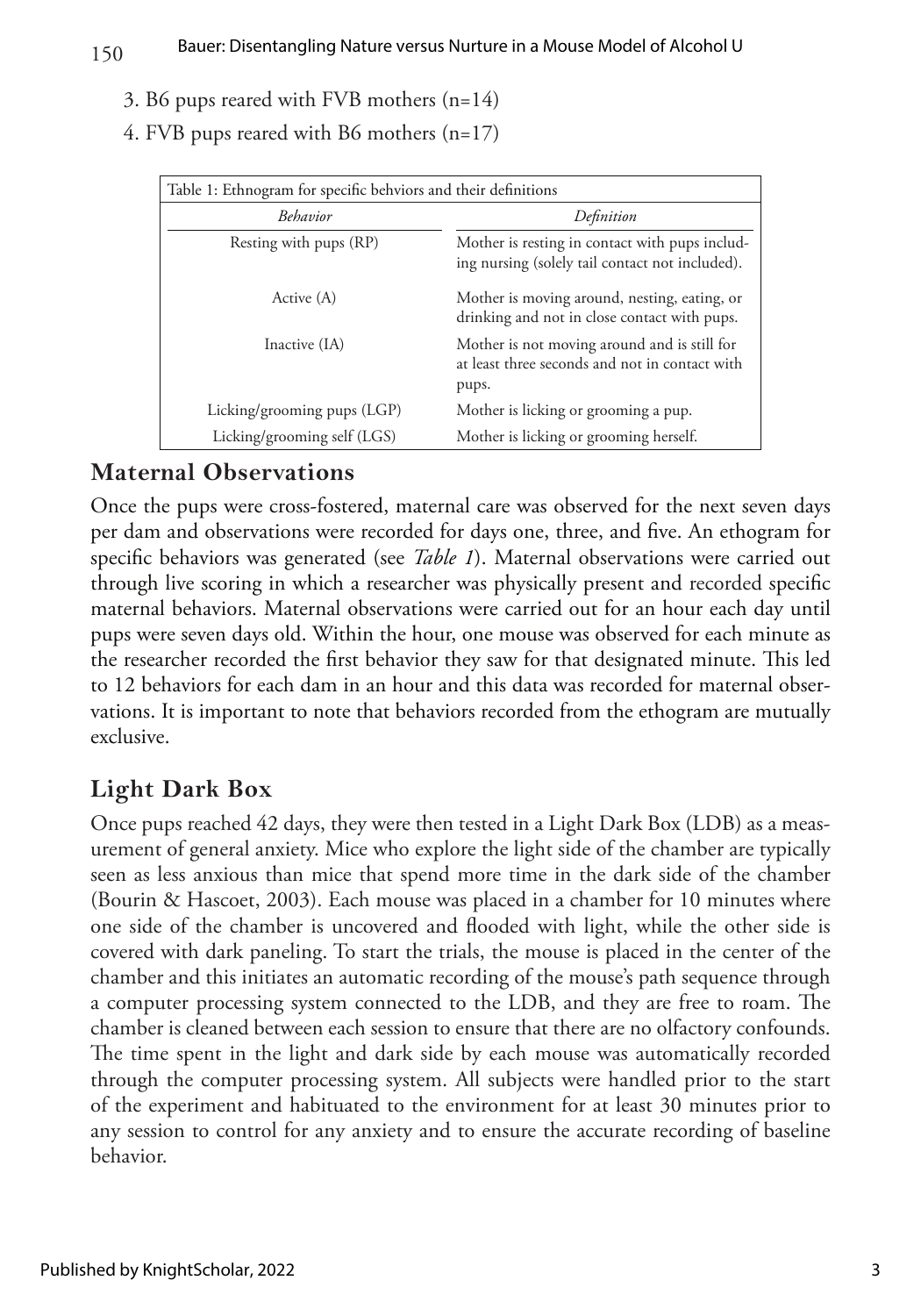3. B6 pups reared with FVB mothers (n=14)
4. FVB pups reared with B6 mothers (n=17)

Table 1: Ethnogram for specific behviors and their definitions

| *Behavior* | *Definition* |
|---|---|
| Resting with pups (RP) | Mother is resting in contact with pups including nursing (solely tail contact not included). |
| Active (A) | Mother is moving around, nesting, eating, or drinking and not in close contact with pups. |
| Inactive (IA) | Mother is not moving around and is still for at least three seconds and not in contact with pups. |
| Licking/grooming pups (LGP) | Mother is licking or grooming a pup. |
| Licking/grooming self (LGS) | Mother is licking or grooming herself. |

## Maternal Observations

Once the pups were cross-fostered, maternal care was observed for the next seven days per dam and observations were recorded for days one, three, and five. An ethogram for specific behaviors was generated (see *Table 1*). Maternal observations were carried out through live scoring in which a researcher was physically present and recorded specific maternal behaviors. Maternal observations were carried out for an hour each day until pups were seven days old. Within the hour, one mouse was observed for each minute as the researcher recorded the first behavior they saw for that designated minute. This led to 12 behaviors for each dam in an hour and this data was recorded for maternal observations. It is important to note that behaviors recorded from the ethogram are mutually exclusive.

## Light Dark Box

Once pups reached 42 days, they were then tested in a Light Dark Box (LDB) as a measurement of general anxiety. Mice who explore the light side of the chamber are typically seen as less anxious than mice that spend more time in the dark side of the chamber (Bourin & Hascoet, 2003). Each mouse was placed in a chamber for 10 minutes where one side of the chamber is uncovered and flooded with light, while the other side is covered with dark paneling. To start the trials, the mouse is placed in the center of the chamber and this initiates an automatic recording of the mouse's path sequence through a computer processing system connected to the LDB, and they are free to roam. The chamber is cleaned between each session to ensure that there are no olfactory confounds. The time spent in the light and dark side by each mouse was automatically recorded through the computer processing system. All subjects were handled prior to the start of the experiment and habituated to the environment for at least 30 minutes prior to any session to control for any anxiety and to ensure the accurate recording of baseline behavior.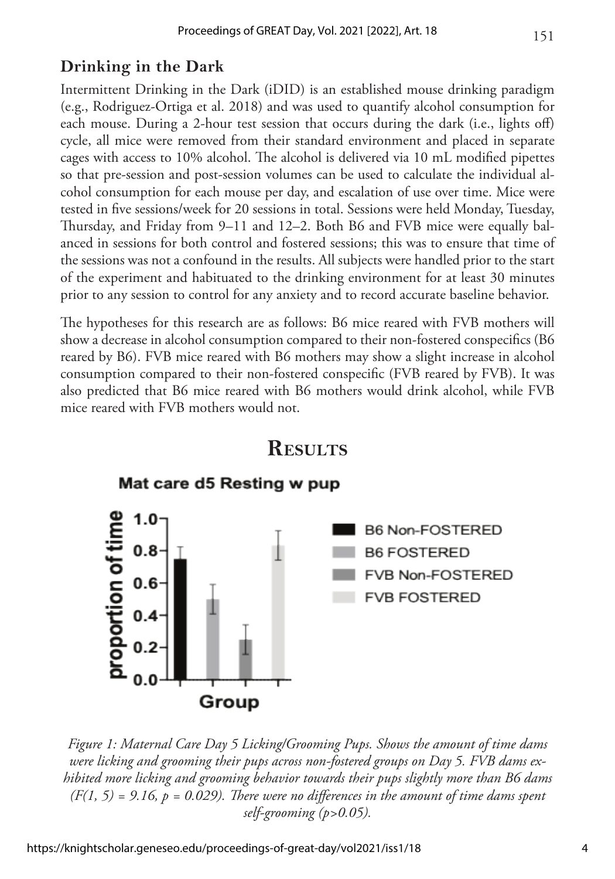### Drinking in the Dark

Intermittent Drinking in the Dark (iDID) is an established mouse drinking paradigm (e.g., Rodriguez-Ortiga et al. 2018) and was used to quantify alcohol consumption for each mouse. During a 2-hour test session that occurs during the dark (i.e., lights off) cycle, all mice were removed from their standard environment and placed in separate cages with access to 10% alcohol. The alcohol is delivered via 10 mL modified pipettes so that pre-session and post-session volumes can be used to calculate the individual alcohol consumption for each mouse per day, and escalation of use over time. Mice were tested in five sessions/week for 20 sessions in total. Sessions were held Monday, Tuesday, Thursday, and Friday from 9–11 and 12–2. Both B6 and FVB mice were equally balanced in sessions for both control and fostered sessions; this was to ensure that time of the sessions was not a confound in the results. All subjects were handled prior to the start of the experiment and habituated to the drinking environment for at least 30 minutes prior to any session to control for any anxiety and to record accurate baseline behavior.

The hypotheses for this research are as follows: B6 mice reared with FVB mothers will show a decrease in alcohol consumption compared to their non-fostered conspecifics (B6 reared by B6). FVB mice reared with B6 mothers may show a slight increase in alcohol consumption compared to their non-fostered conspecific (FVB reared by FVB). It was also predicted that B6 mice reared with B6 mothers would drink alcohol, while FVB mice reared with FVB mothers would not.

## Results

Mat care d5 Resting w pup

| Group | Proportion of time |
|---|---|
| B6 Non-FOSTERED | ~0.75 |
| B6 FOSTERED | ~0.50 |
| FVB Non-FOSTERED | ~0.25 |
| FVB FOSTERED | ~0.83 |

*Figure 1: Maternal Care Day 5 Licking/Grooming Pups. Shows the amount of time dams were licking and grooming their pups across non-fostered groups on Day 5. FVB dams exhibited more licking and grooming behavior towards their pups slightly more than B6 dams ($F(1, 5) = 9.16$, $p = 0.029$). There were no differences in the amount of time dams spent self-grooming ($p>0.05$).*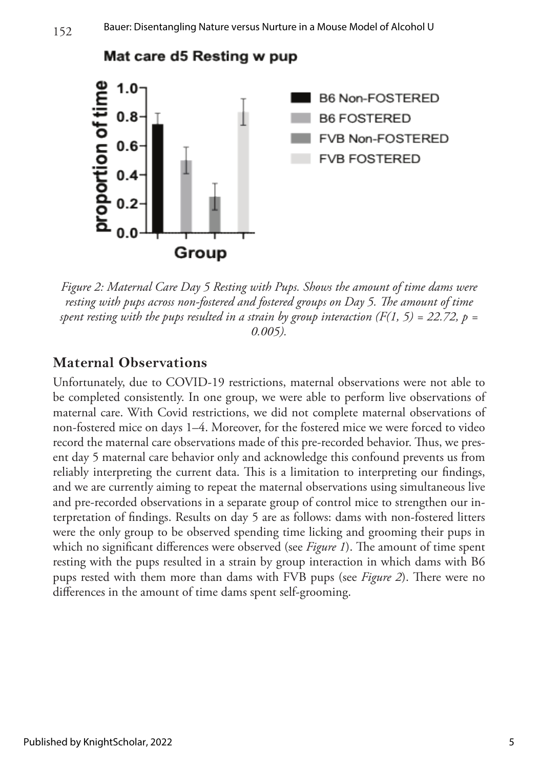*Figure 2: Maternal Care Day 5 Resting with Pups. Shows the amount of time dams were resting with pups across non-fostered and fostered groups on Day 5. The amount of time spent resting with the pups resulted in a strain by group interaction ($F(1, 5) = 22.72$, $p = 0.005$).*

## Maternal Observations

Unfortunately, due to COVID-19 restrictions, maternal observations were not able to be completed consistently. In one group, we were able to perform live observations of maternal care. With Covid restrictions, we did not complete maternal observations of non-fostered mice on days 1–4. Moreover, for the fostered mice we were forced to video record the maternal care observations made of this pre-recorded behavior. Thus, we present day 5 maternal care behavior only and acknowledge this confound prevents us from reliably interpreting the current data. This is a limitation to interpreting our findings, and we are currently aiming to repeat the maternal observations using simultaneous live and pre-recorded observations in a separate group of control mice to strengthen our interpretation of findings. Results on day 5 are as follows: dams with non-fostered litters were the only group to be observed spending time licking and grooming their pups in which no significant differences were observed (see *Figure 1*). The amount of time spent resting with the pups resulted in a strain by group interaction in which dams with B6 pups rested with them more than dams with FVB pups (see *Figure 2*). There were no differences in the amount of time dams spent self-grooming.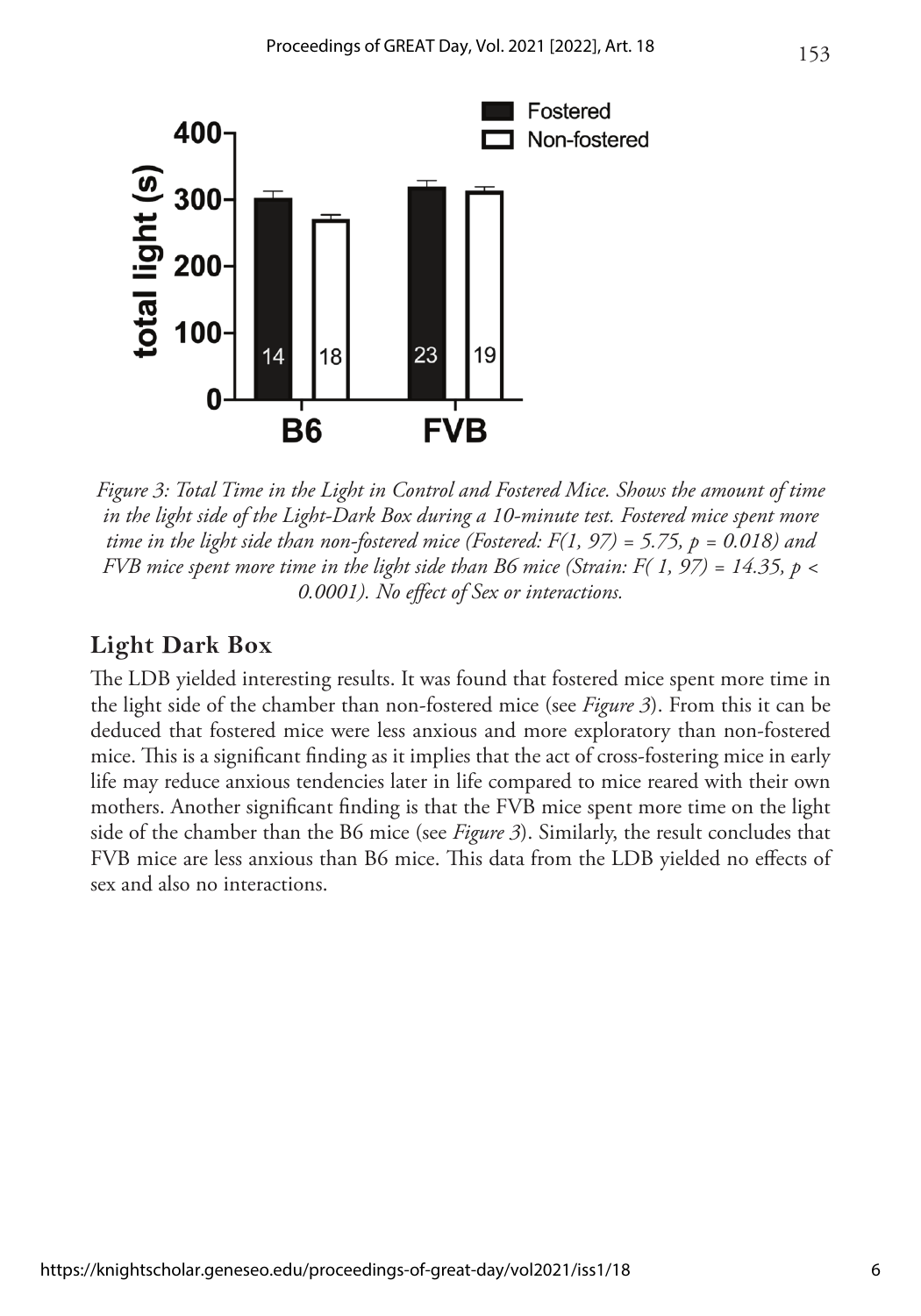*Figure 3: Total Time in the Light in Control and Fostered Mice. Shows the amount of time in the light side of the Light-Dark Box during a 10-minute test. Fostered mice spent more time in the light side than non-fostered mice (Fostered: $F(1, 97) = 5.75$, $p = 0.018$) and FVB mice spent more time in the light side than B6 mice (Strain: $F(1, 97) = 14.35$, $p < 0.0001$). No effect of Sex or interactions.*

## Light Dark Box

The LDB yielded interesting results. It was found that fostered mice spent more time in the light side of the chamber than non-fostered mice (see *Figure 3*). From this it can be deduced that fostered mice were less anxious and more exploratory than non-fostered mice. This is a significant finding as it implies that the act of cross-fostering mice in early life may reduce anxious tendencies later in life compared to mice reared with their own mothers. Another significant finding is that the FVB mice spent more time on the light side of the chamber than the B6 mice (see *Figure 3*). Similarly, the result concludes that FVB mice are less anxious than B6 mice. This data from the LDB yielded no effects of sex and also no interactions.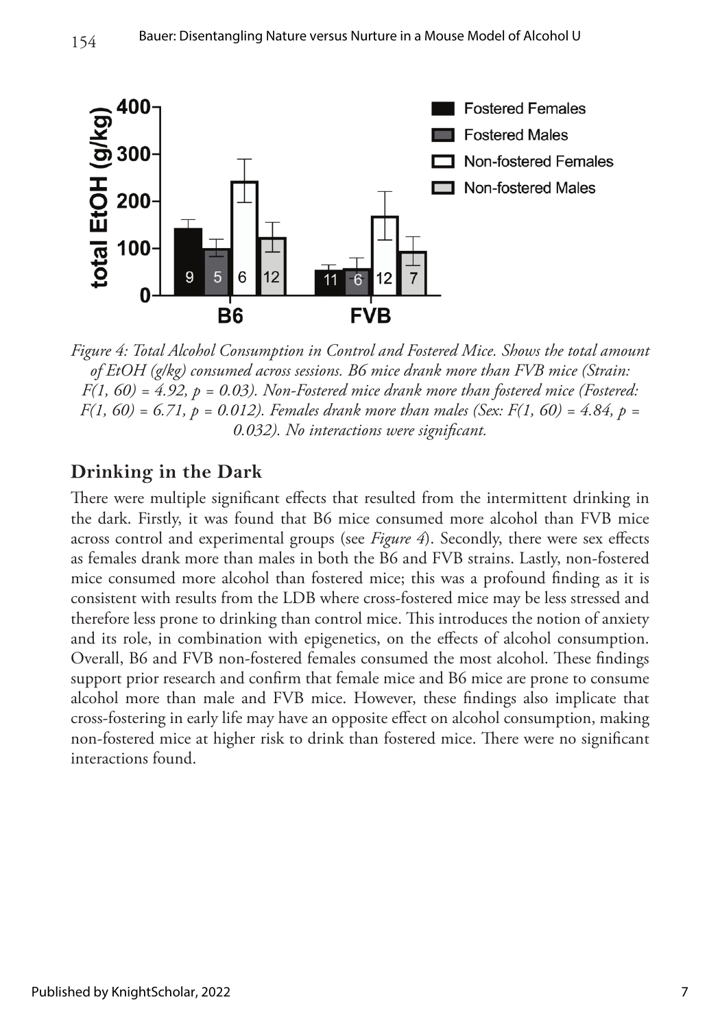*Figure 4: Total Alcohol Consumption in Control and Fostered Mice. Shows the total amount of EtOH (g/kg) consumed across sessions. B6 mice drank more than FVB mice (Strain: $F(1, 60) = 4.92$, $p = 0.03$). Non-Fostered mice drank more than fostered mice (Fostered: $F(1, 60) = 6.71$, $p = 0.012$). Females drank more than males (Sex: $F(1, 60) = 4.84$, $p = 0.032$). No interactions were significant.*

## Drinking in the Dark

There were multiple significant effects that resulted from the intermittent drinking in the dark. Firstly, it was found that B6 mice consumed more alcohol than FVB mice across control and experimental groups (see *Figure 4*). Secondly, there were sex effects as females drank more than males in both the B6 and FVB strains. Lastly, non-fostered mice consumed more alcohol than fostered mice; this was a profound finding as it is consistent with results from the LDB where cross-fostered mice may be less stressed and therefore less prone to drinking than control mice. This introduces the notion of anxiety and its role, in combination with epigenetics, on the effects of alcohol consumption. Overall, B6 and FVB non-fostered females consumed the most alcohol. These findings support prior research and confirm that female mice and B6 mice are prone to consume alcohol more than male and FVB mice. However, these findings also implicate that cross-fostering in early life may have an opposite effect on alcohol consumption, making non-fostered mice at higher risk to drink than fostered mice. There were no significant interactions found.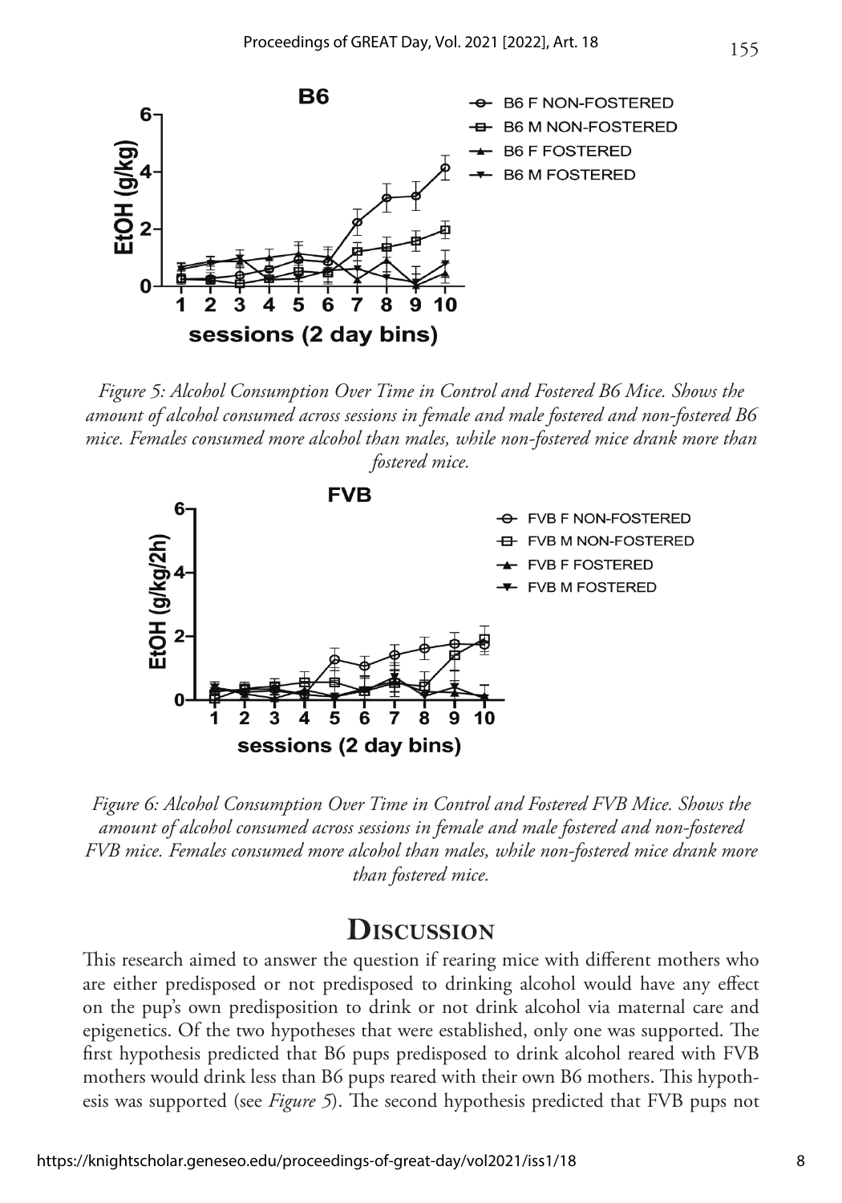*Figure 5: Alcohol Consumption Over Time in Control and Fostered B6 Mice. Shows the amount of alcohol consumed across sessions in female and male fostered and non-fostered B6 mice. Females consumed more alcohol than males, while non-fostered mice drank more than fostered mice.*

*Figure 6: Alcohol Consumption Over Time in Control and Fostered FVB Mice. Shows the amount of alcohol consumed across sessions in female and male fostered and non-fostered FVB mice. Females consumed more alcohol than males, while non-fostered mice drank more than fostered mice.*

## Discussion

This research aimed to answer the question if rearing mice with different mothers who are either predisposed or not predisposed to drinking alcohol would have any effect on the pup's own predisposition to drink or not drink alcohol via maternal care and epigenetics. Of the two hypotheses that were established, only one was supported. The first hypothesis predicted that B6 pups predisposed to drink alcohol reared with FVB mothers would drink less than B6 pups reared with their own B6 mothers. This hypothesis was supported (see *Figure 5*). The second hypothesis predicted that FVB pups not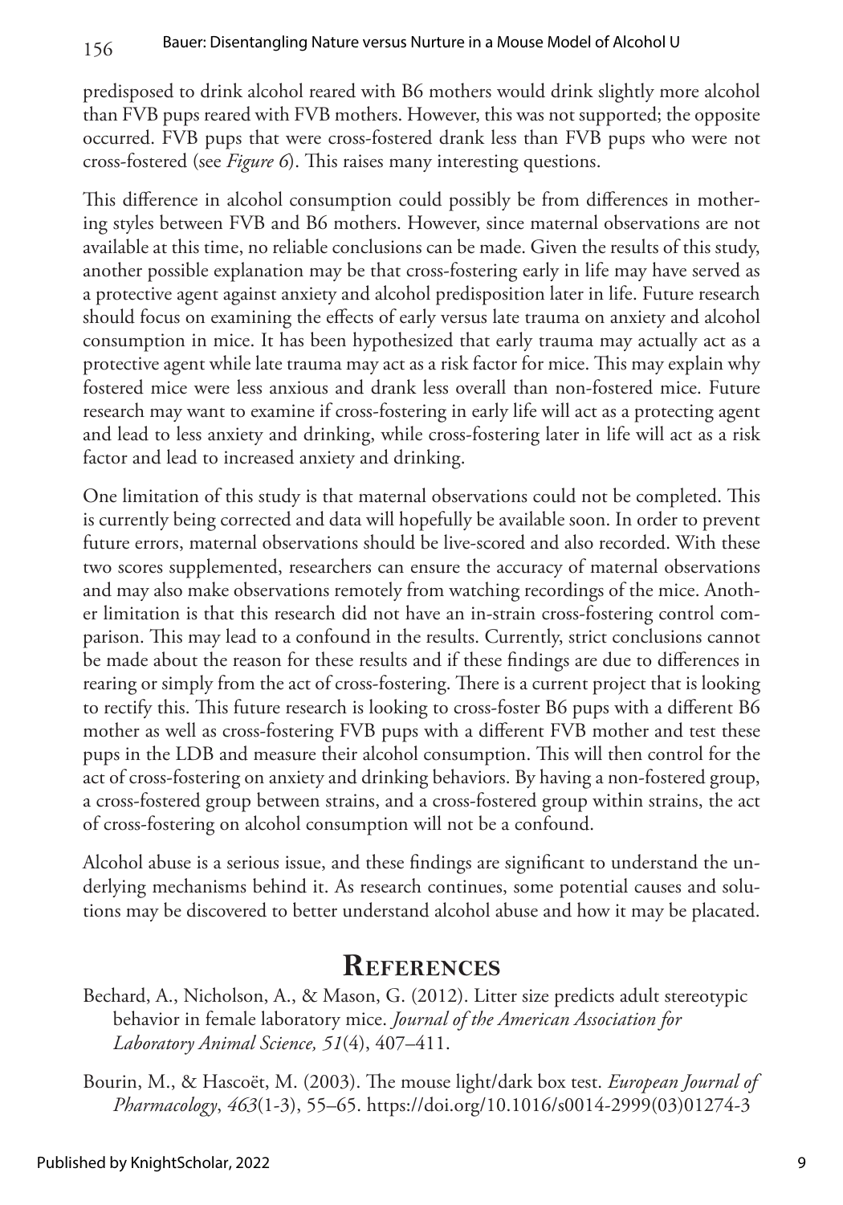predisposed to drink alcohol reared with B6 mothers would drink slightly more alcohol than FVB pups reared with FVB mothers. However, this was not supported; the opposite occurred. FVB pups that were cross-fostered drank less than FVB pups who were not cross-fostered (see *Figure 6*). This raises many interesting questions.

This difference in alcohol consumption could possibly be from differences in mothering styles between FVB and B6 mothers. However, since maternal observations are not available at this time, no reliable conclusions can be made. Given the results of this study, another possible explanation may be that cross-fostering early in life may have served as a protective agent against anxiety and alcohol predisposition later in life. Future research should focus on examining the effects of early versus late trauma on anxiety and alcohol consumption in mice. It has been hypothesized that early trauma may actually act as a protective agent while late trauma may act as a risk factor for mice. This may explain why fostered mice were less anxious and drank less overall than non-fostered mice. Future research may want to examine if cross-fostering in early life will act as a protecting agent and lead to less anxiety and drinking, while cross-fostering later in life will act as a risk factor and lead to increased anxiety and drinking.

One limitation of this study is that maternal observations could not be completed. This is currently being corrected and data will hopefully be available soon. In order to prevent future errors, maternal observations should be live-scored and also recorded. With these two scores supplemented, researchers can ensure the accuracy of maternal observations and may also make observations remotely from watching recordings of the mice. Another limitation is that this research did not have an in-strain cross-fostering control comparison. This may lead to a confound in the results. Currently, strict conclusions cannot be made about the reason for these results and if these findings are due to differences in rearing or simply from the act of cross-fostering. There is a current project that is looking to rectify this. This future research is looking to cross-foster B6 pups with a different B6 mother as well as cross-fostering FVB pups with a different FVB mother and test these pups in the LDB and measure their alcohol consumption. This will then control for the act of cross-fostering on anxiety and drinking behaviors. By having a non-fostered group, a cross-fostered group between strains, and a cross-fostered group within strains, the act of cross-fostering on alcohol consumption will not be a confound.

Alcohol abuse is a serious issue, and these findings are significant to understand the underlying mechanisms behind it. As research continues, some potential causes and solutions may be discovered to better understand alcohol abuse and how it may be placated.

## References

Bechard, A., Nicholson, A., & Mason, G. (2012). Litter size predicts adult stereotypic behavior in female laboratory mice. *Journal of the American Association for Laboratory Animal Science, 51*(4), 407–411.

Bourin, M., & Hascoët, M. (2003). The mouse light/dark box test. *European Journal of Pharmacology*, *463*(1-3), 55–65. https://doi.org/10.1016/s0014-2999(03)01274-3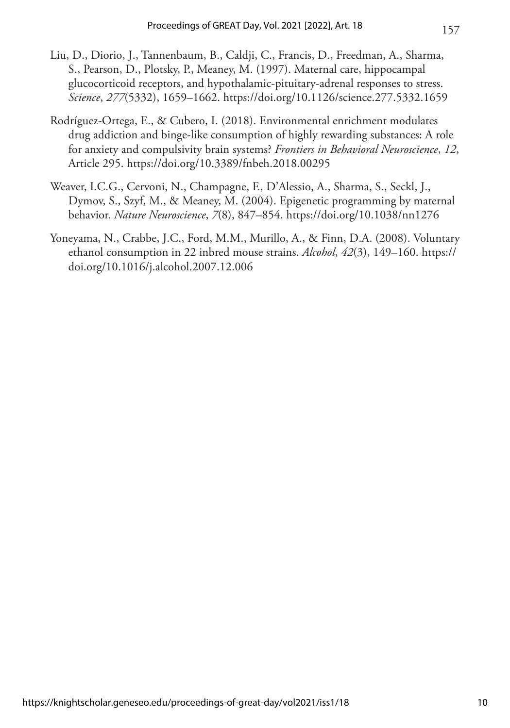Liu, D., Diorio, J., Tannenbaum, B., Caldji, C., Francis, D., Freedman, A., Sharma, S., Pearson, D., Plotsky, P., Meaney, M. (1997). Maternal care, hippocampal glucocorticoid receptors, and hypothalamic-pituitary-adrenal responses to stress. *Science*, *277*(5332), 1659–1662. https://doi.org/10.1126/science.277.5332.1659

Rodríguez-Ortega, E., & Cubero, I. (2018). Environmental enrichment modulates drug addiction and binge-like consumption of highly rewarding substances: A role for anxiety and compulsivity brain systems? *Frontiers in Behavioral Neuroscience*, *12*, Article 295. https://doi.org/10.3389/fnbeh.2018.00295

Weaver, I.C.G., Cervoni, N., Champagne, F., D'Alessio, A., Sharma, S., Seckl, J., Dymov, S., Szyf, M., & Meaney, M. (2004). Epigenetic programming by maternal behavior. *Nature Neuroscience*, *7*(8), 847–854. https://doi.org/10.1038/nn1276

Yoneyama, N., Crabbe, J.C., Ford, M.M., Murillo, A., & Finn, D.A. (2008). Voluntary ethanol consumption in 22 inbred mouse strains. *Alcohol*, *42*(3), 149–160. https://doi.org/10.1016/j.alcohol.2007.12.006